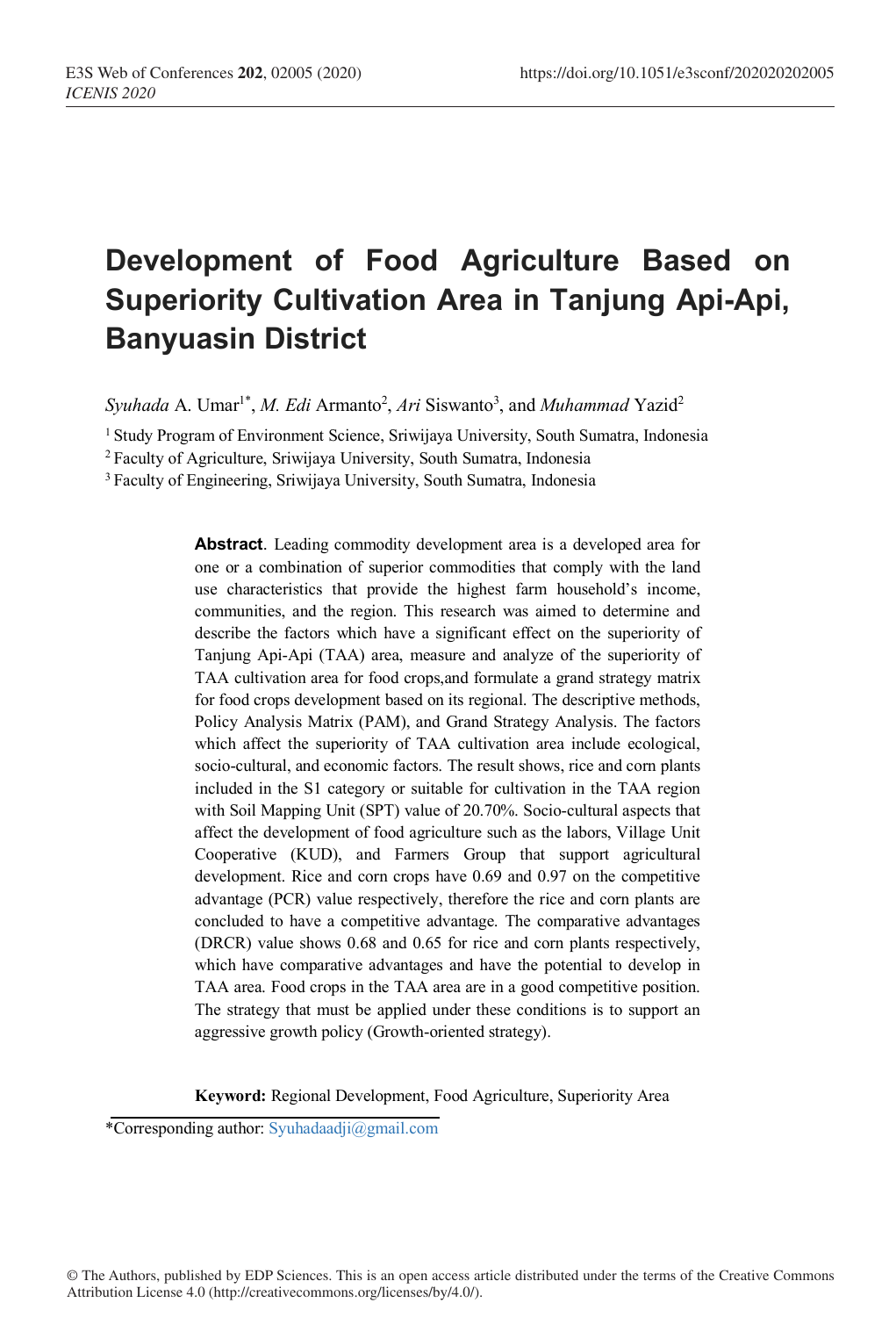# Development of Food Agriculture Based on Superiority Cultivation Area in Tanjung Api-Api, Banyuasin District

*Syuhada* A. Umar[1*], *M. Edi* Armanto[2], *Ari* Siswanto[3], and *Muhammad* Yazid[2]

[1] Study Program of Environment Science, Sriwijaya University, South Sumatra, Indonesia

[2] Faculty of Agriculture, Sriwijaya University, South Sumatra, Indonesia

[3] Faculty of Engineering, Sriwijaya University, South Sumatra, Indonesia

**Abstract**. Leading commodity development area is a developed area for one or a combination of superior commodities that comply with the land use characteristics that provide the highest farm household's income, communities, and the region. This research was aimed to determine and describe the factors which have a significant effect on the superiority of Tanjung Api-Api (TAA) area, measure and analyze of the superiority of TAA cultivation area for food crops,and formulate a grand strategy matrix for food crops development based on its regional. The descriptive methods, Policy Analysis Matrix (PAM), and Grand Strategy Analysis. The factors which affect the superiority of TAA cultivation area include ecological, socio-cultural, and economic factors. The result shows, rice and corn plants included in the S1 category or suitable for cultivation in the TAA region with Soil Mapping Unit (SPT) value of 20.70%. Socio-cultural aspects that affect the development of food agriculture such as the labors, Village Unit Cooperative (KUD), and Farmers Group that support agricultural development. Rice and corn crops have 0.69 and 0.97 on the competitive advantage (PCR) value respectively, therefore the rice and corn plants are concluded to have a competitive advantage. The comparative advantages (DRCR) value shows 0.68 and 0.65 for rice and corn plants respectively, which have comparative advantages and have the potential to develop in TAA area. Food crops in the TAA area are in a good competitive position. The strategy that must be applied under these conditions is to support an aggressive growth policy (Growth-oriented strategy).

**Keyword:** Regional Development, Food Agriculture, Superiority Area

*Corresponding author: Syuhadaadji@gmail.com

© The Authors, published by EDP Sciences. This is an open access article distributed under the terms of the Creative Commons Attribution License 4.0 (http://creativecommons.org/licenses/by/4.0/).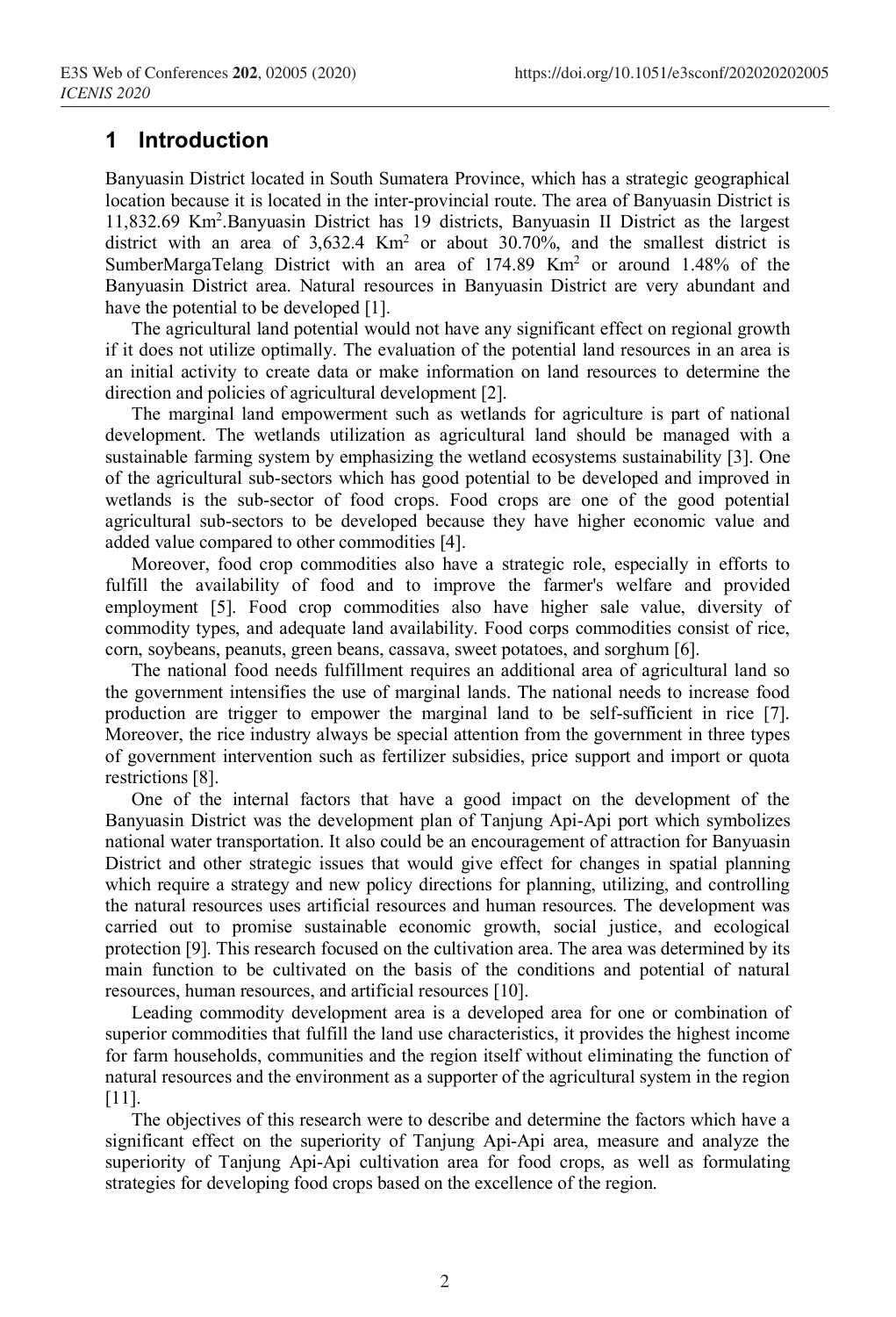# 1 Introduction

Banyuasin District located in South Sumatera Province, which has a strategic geographical location because it is located in the inter-provincial route. The area of Banyuasin District is 11,832.69 $Km^2$.Banyuasin District has 19 districts, Banyuasin II District as the largest district with an area of 3,632.4 $Km^2$ or about 30.70%, and the smallest district is SumberMargaTelang District with an area of 174.89 $Km^2$ or around 1.48% of the Banyuasin District area. Natural resources in Banyuasin District are very abundant and have the potential to be developed [1].

The agricultural land potential would not have any significant effect on regional growth if it does not utilize optimally. The evaluation of the potential land resources in an area is an initial activity to create data or make information on land resources to determine the direction and policies of agricultural development [2].

The marginal land empowerment such as wetlands for agriculture is part of national development. The wetlands utilization as agricultural land should be managed with a sustainable farming system by emphasizing the wetland ecosystems sustainability [3]. One of the agricultural sub-sectors which has good potential to be developed and improved in wetlands is the sub-sector of food crops. Food crops are one of the good potential agricultural sub-sectors to be developed because they have higher economic value and added value compared to other commodities [4].

Moreover, food crop commodities also have a strategic role, especially in efforts to fulfill the availability of food and to improve the farmer's welfare and provided employment [5]. Food crop commodities also have higher sale value, diversity of commodity types, and adequate land availability. Food corps commodities consist of rice, corn, soybeans, peanuts, green beans, cassava, sweet potatoes, and sorghum [6].

The national food needs fulfillment requires an additional area of agricultural land so the government intensifies the use of marginal lands. The national needs to increase food production are trigger to empower the marginal land to be self-sufficient in rice [7]. Moreover, the rice industry always be special attention from the government in three types of government intervention such as fertilizer subsidies, price support and import or quota restrictions [8].

One of the internal factors that have a good impact on the development of the Banyuasin District was the development plan of Tanjung Api-Api port which symbolizes national water transportation. It also could be an encouragement of attraction for Banyuasin District and other strategic issues that would give effect for changes in spatial planning which require a strategy and new policy directions for planning, utilizing, and controlling the natural resources uses artificial resources and human resources. The development was carried out to promise sustainable economic growth, social justice, and ecological protection [9]. This research focused on the cultivation area. The area was determined by its main function to be cultivated on the basis of the conditions and potential of natural resources, human resources, and artificial resources [10].

Leading commodity development area is a developed area for one or combination of superior commodities that fulfill the land use characteristics, it provides the highest income for farm households, communities and the region itself without eliminating the function of natural resources and the environment as a supporter of the agricultural system in the region [11].

The objectives of this research were to describe and determine the factors which have a significant effect on the superiority of Tanjung Api-Api area, measure and analyze the superiority of Tanjung Api-Api cultivation area for food crops, as well as formulating strategies for developing food crops based on the excellence of the region.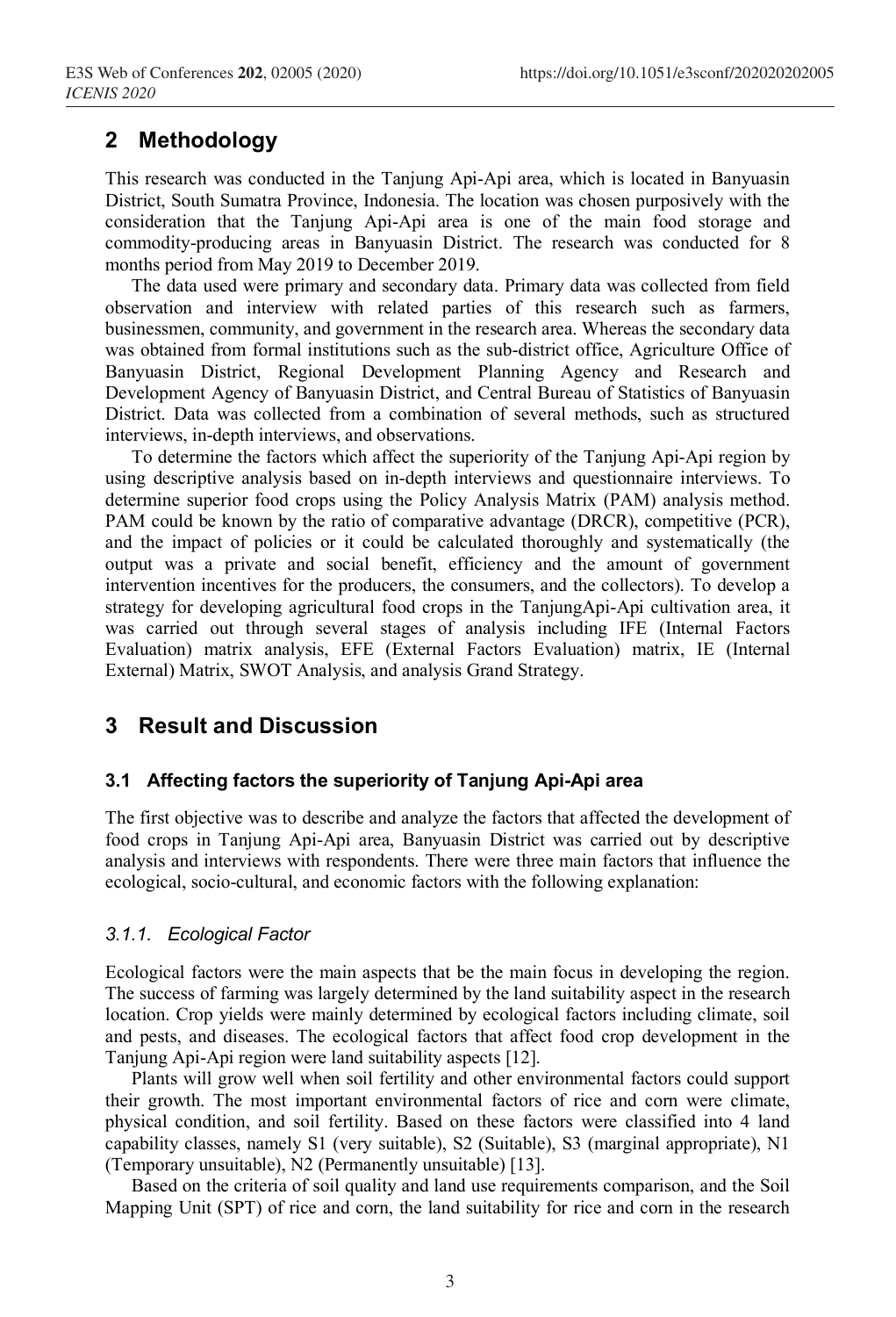## 2 Methodology

This research was conducted in the Tanjung Api-Api area, which is located in Banyuasin District, South Sumatra Province, Indonesia. The location was chosen purposively with the consideration that the Tanjung Api-Api area is one of the main food storage and commodity-producing areas in Banyuasin District. The research was conducted for 8 months period from May 2019 to December 2019.

The data used were primary and secondary data. Primary data was collected from field observation and interview with related parties of this research such as farmers, businessmen, community, and government in the research area. Whereas the secondary data was obtained from formal institutions such as the sub-district office, Agriculture Office of Banyuasin District, Regional Development Planning Agency and Research and Development Agency of Banyuasin District, and Central Bureau of Statistics of Banyuasin District. Data was collected from a combination of several methods, such as structured interviews, in-depth interviews, and observations.

To determine the factors which affect the superiority of the Tanjung Api-Api region by using descriptive analysis based on in-depth interviews and questionnaire interviews. To determine superior food crops using the Policy Analysis Matrix (PAM) analysis method. PAM could be known by the ratio of comparative advantage (DRCR), competitive (PCR), and the impact of policies or it could be calculated thoroughly and systematically (the output was a private and social benefit, efficiency and the amount of government intervention incentives for the producers, the consumers, and the collectors). To develop a strategy for developing agricultural food crops in the TanjungApi-Api cultivation area, it was carried out through several stages of analysis including IFE (Internal Factors Evaluation) matrix analysis, EFE (External Factors Evaluation) matrix, IE (Internal External) Matrix, SWOT Analysis, and analysis Grand Strategy.

## 3 Result and Discussion

### 3.1 Affecting factors the superiority of Tanjung Api-Api area

The first objective was to describe and analyze the factors that affected the development of food crops in Tanjung Api-Api area, Banyuasin District was carried out by descriptive analysis and interviews with respondents. There were three main factors that influence the ecological, socio-cultural, and economic factors with the following explanation:

#### *3.1.1. Ecological Factor*

Ecological factors were the main aspects that be the main focus in developing the region. The success of farming was largely determined by the land suitability aspect in the research location. Crop yields were mainly determined by ecological factors including climate, soil and pests, and diseases. The ecological factors that affect food crop development in the Tanjung Api-Api region were land suitability aspects [12].

Plants will grow well when soil fertility and other environmental factors could support their growth. The most important environmental factors of rice and corn were climate, physical condition, and soil fertility. Based on these factors were classified into 4 land capability classes, namely S1 (very suitable), S2 (Suitable), S3 (marginal appropriate), N1 (Temporary unsuitable), N2 (Permanently unsuitable) [13].

Based on the criteria of soil quality and land use requirements comparison, and the Soil Mapping Unit (SPT) of rice and corn, the land suitability for rice and corn in the research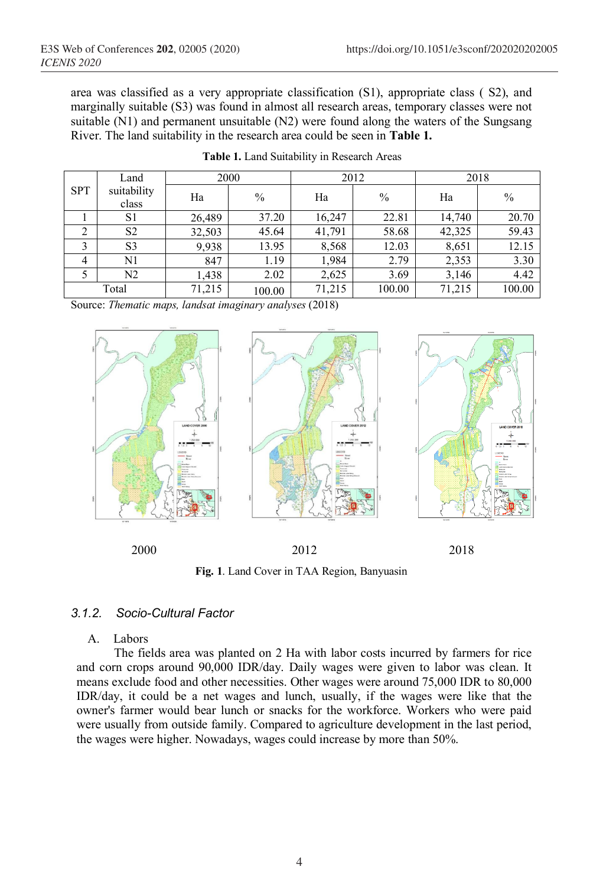area was classified as a very appropriate classification (S1), appropriate class ( S2), and marginally suitable (S3) was found in almost all research areas, temporary classes were not suitable (N1) and permanent unsuitable (N2) were found along the waters of the Sungsang River. The land suitability in the research area could be seen in **Table 1.**

**Table 1.** Land Suitability in Research Areas

| SPT | Land suitability class | 2000 | | 2012 | | 2018 | |
|---|---|---|---|---|---|---|---|
| | | Ha | % | Ha | % | Ha | % |
| 1 | S1 | 26,489 | 37.20 | 16,247 | 22.81 | 14,740 | 20.70 |
| 2 | S2 | 32,503 | 45.64 | 41,791 | 58.68 | 42,325 | 59.43 |
| 3 | S3 | 9,938 | 13.95 | 8,568 | 12.03 | 8,651 | 12.15 |
| 4 | N1 | 847 | 1.19 | 1,984 | 2.79 | 2,353 | 3.30 |
| 5 | N2 | 1,438 | 2.02 | 2,625 | 3.69 | 3,146 | 4.42 |
| Total | | 71,215 | 100.00 | 71,215 | 100.00 | 71,215 | 100.00 |

Source: *Thematic maps, landsat imaginary analyses* (2018)

2000 2012 2018

**Fig. 1**. Land Cover in TAA Region, Banyuasin

### 3.1.2. Socio-Cultural Factor

A. Labors

The fields area was planted on 2 Ha with labor costs incurred by farmers for rice and corn crops around 90,000 IDR/day. Daily wages were given to labor was clean. It means exclude food and other necessities. Other wages were around 75,000 IDR to 80,000 IDR/day, it could be a net wages and lunch, usually, if the wages were like that the owner's farmer would bear lunch or snacks for the workforce. Workers who were paid were usually from outside family. Compared to agriculture development in the last period, the wages were higher. Nowadays, wages could increase by more than 50%.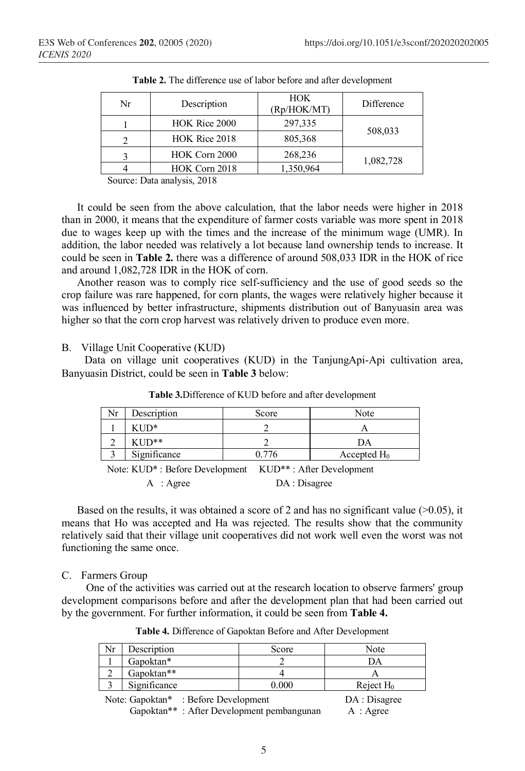**Table 2.** The difference use of labor before and after development

| Nr | Description | HOK (Rp/HOK/MT) | Difference |
|---|---|---|---|
| 1 | HOK Rice 2000 | 297,335 | 508,033 |
| 2 | HOK Rice 2018 | 805,368 | |
| 3 | HOK Corn 2000 | 268,236 | 1,082,728 |
| 4 | HOK Corn 2018 | 1,350,964 | |

Source: Data analysis, 2018

It could be seen from the above calculation, that the labor needs were higher in 2018 than in 2000, it means that the expenditure of farmer costs variable was more spent in 2018 due to wages keep up with the times and the increase of the minimum wage (UMR). In addition, the labor needed was relatively a lot because land ownership tends to increase. It could be seen in **Table 2.** there was a difference of around 508,033 IDR in the HOK of rice and around 1,082,728 IDR in the HOK of corn.

Another reason was to comply rice self-sufficiency and the use of good seeds so the crop failure was rare happened, for corn plants, the wages were relatively higher because it was influenced by better infrastructure, shipments distribution out of Banyuasin area was higher so that the corn crop harvest was relatively driven to produce even more.

## B. Village Unit Cooperative (KUD)

Data on village unit cooperatives (KUD) in the TanjungApi-Api cultivation area, Banyuasin District, could be seen in **Table 3** below:

**Table 3.**Difference of KUD before and after development

| Nr | Description | Score | Note |
|---|---|---|---|
| 1 | KUD* | 2 | A |
| 2 | KUD** | 2 | DA |
| 3 | Significance | 0.776 | Accepted $H_0$ |

Note: KUD* : Before Development KUD** : After Development
A : Agree DA : Disagree

Based on the results, it was obtained a score of 2 and has no significant value (>0.05), it means that Ho was accepted and Ha was rejected. The results show that the community relatively said that their village unit cooperatives did not work well even the worst was not functioning the same once.

## C. Farmers Group

One of the activities was carried out at the research location to observe farmers' group development comparisons before and after the development plan that had been carried out by the government. For further information, it could be seen from **Table 4.**

**Table 4.** Difference of Gapoktan Before and After Development

| Nr | Description | Score | Note |
|---|---|---|---|
| 1 | Gapoktan* | 2 | DA |
| 2 | Gapoktan** | 4 | A |
| 3 | Significance | 0.000 | Reject $H_0$ |

Note: Gapoktan* : Before Development DA : Disagree
Gapoktan** : After Development pembangunan A : Agree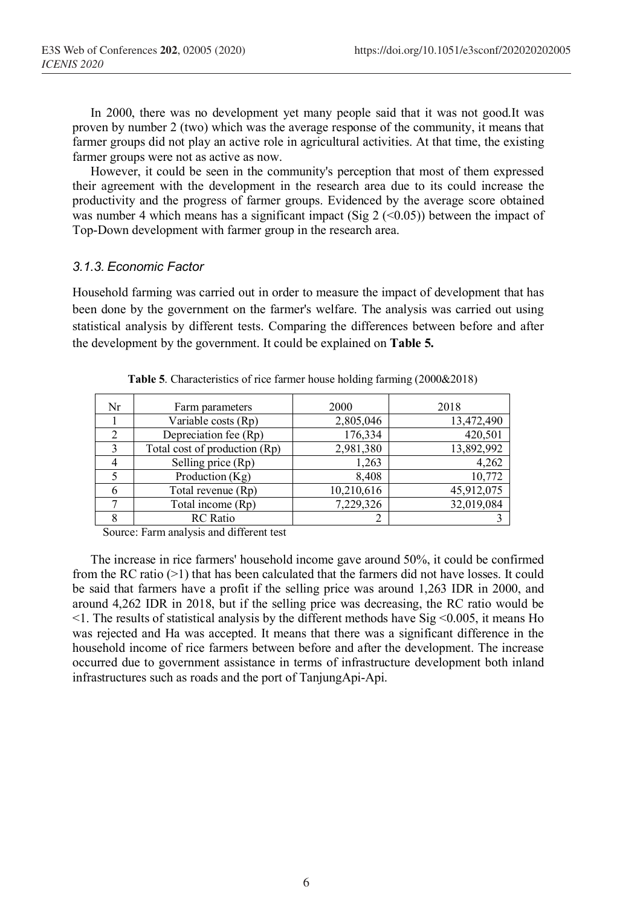In 2000, there was no development yet many people said that it was not good.It was proven by number 2 (two) which was the average response of the community, it means that farmer groups did not play an active role in agricultural activities. At that time, the existing farmer groups were not as active as now.

However, it could be seen in the community's perception that most of them expressed their agreement with the development in the research area due to its could increase the productivity and the progress of farmer groups. Evidenced by the average score obtained was number 4 which means has a significant impact (Sig 2 (<0.05)) between the impact of Top-Down development with farmer group in the research area.

### *3.1.3. Economic Factor*

Household farming was carried out in order to measure the impact of development that has been done by the government on the farmer's welfare. The analysis was carried out using statistical analysis by different tests. Comparing the differences between before and after the development by the government. It could be explained on **Table 5.**

**Table 5**. Characteristics of rice farmer house holding farming (2000&2018)

| Nr | Farm parameters | 2000 | 2018 |
|---|---|---|---|
| 1 | Variable costs (Rp) | 2,805,046 | 13,472,490 |
| 2 | Depreciation fee (Rp) | 176,334 | 420,501 |
| 3 | Total cost of production (Rp) | 2,981,380 | 13,892,992 |
| 4 | Selling price (Rp) | 1,263 | 4,262 |
| 5 | Production (Kg) | 8,408 | 10,772 |
| 6 | Total revenue (Rp) | 10,210,616 | 45,912,075 |
| 7 | Total income (Rp) | 7,229,326 | 32,019,084 |
| 8 | RC Ratio | 2 | 3 |

Source: Farm analysis and different test

The increase in rice farmers' household income gave around 50%, it could be confirmed from the RC ratio (>1) that has been calculated that the farmers did not have losses. It could be said that farmers have a profit if the selling price was around 1,263 IDR in 2000, and around 4,262 IDR in 2018, but if the selling price was decreasing, the RC ratio would be <1. The results of statistical analysis by the different methods have Sig <0.005, it means Ho was rejected and Ha was accepted. It means that there was a significant difference in the household income of rice farmers between before and after the development. The increase occurred due to government assistance in terms of infrastructure development both inland infrastructures such as roads and the port of TanjungApi-Api.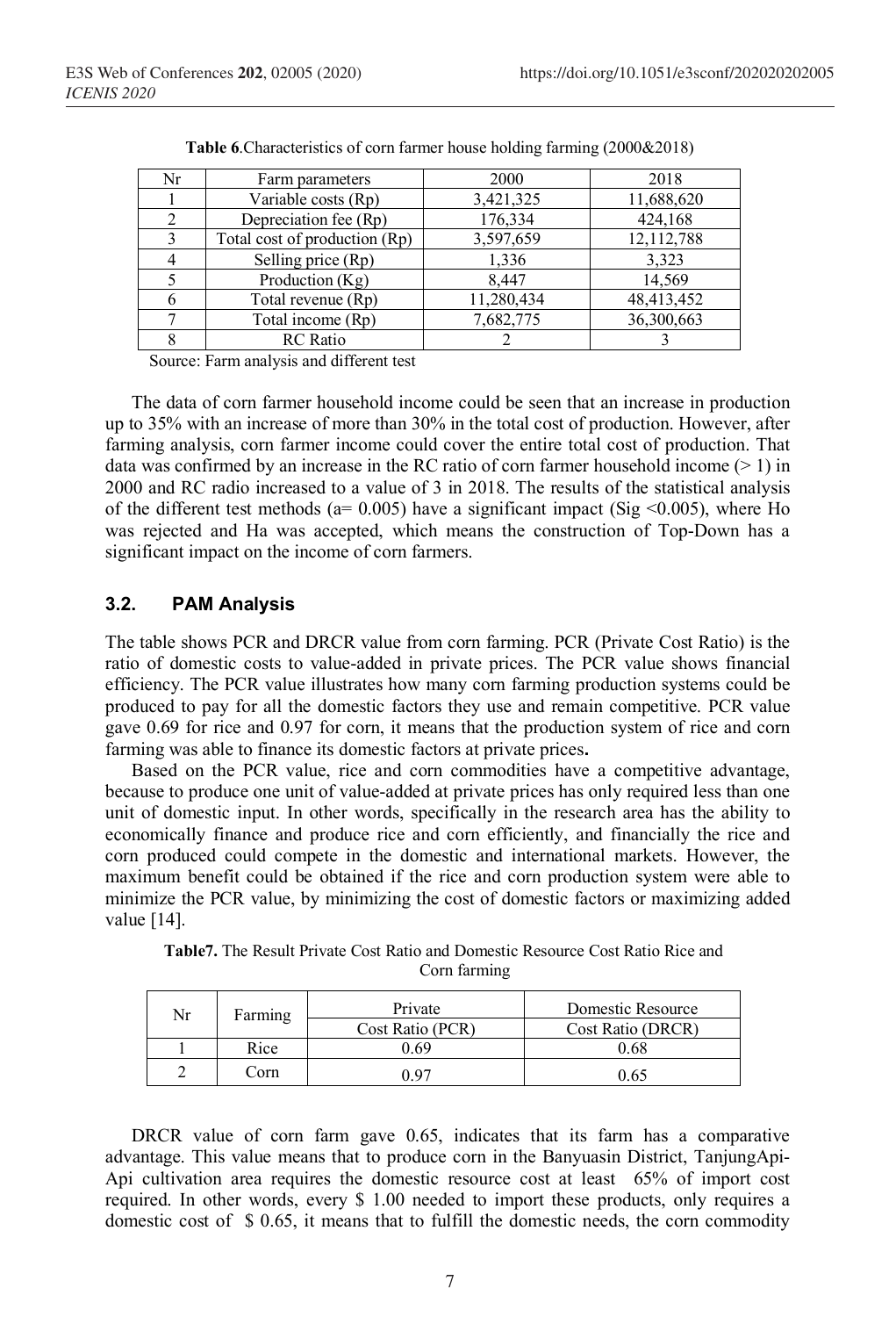**Table 6**.Characteristics of corn farmer house holding farming (2000&2018)

| Nr | Farm parameters | 2000 | 2018 |
|---|---|---|---|
| 1 | Variable costs (Rp) | 3,421,325 | 11,688,620 |
| 2 | Depreciation fee (Rp) | 176,334 | 424,168 |
| 3 | Total cost of production (Rp) | 3,597,659 | 12,112,788 |
| 4 | Selling price (Rp) | 1,336 | 3,323 |
| 5 | Production (Kg) | 8,447 | 14,569 |
| 6 | Total revenue (Rp) | 11,280,434 | 48,413,452 |
| 7 | Total income (Rp) | 7,682,775 | 36,300,663 |
| 8 | RC Ratio | 2 | 3 |

Source: Farm analysis and different test

The data of corn farmer household income could be seen that an increase in production up to 35% with an increase of more than 30% in the total cost of production. However, after farming analysis, corn farmer income could cover the entire total cost of production. That data was confirmed by an increase in the RC ratio of corn farmer household income (> 1) in 2000 and RC radio increased to a value of 3 in 2018. The results of the statistical analysis of the different test methods (a= 0.005) have a significant impact (Sig <0.005), where Ho was rejected and Ha was accepted, which means the construction of Top-Down has a significant impact on the income of corn farmers.

### 3.2. PAM Analysis

The table shows PCR and DRCR value from corn farming. PCR (Private Cost Ratio) is the ratio of domestic costs to value-added in private prices. The PCR value shows financial efficiency. The PCR value illustrates how many corn farming production systems could be produced to pay for all the domestic factors they use and remain competitive. PCR value gave 0.69 for rice and 0.97 for corn, it means that the production system of rice and corn farming was able to finance its domestic factors at private prices**.**

Based on the PCR value, rice and corn commodities have a competitive advantage, because to produce one unit of value-added at private prices has only required less than one unit of domestic input. In other words, specifically in the research area has the ability to economically finance and produce rice and corn efficiently, and financially the rice and corn produced could compete in the domestic and international markets. However, the maximum benefit could be obtained if the rice and corn production system were able to minimize the PCR value, by minimizing the cost of domestic factors or maximizing added value [14].

**Table7.** The Result Private Cost Ratio and Domestic Resource Cost Ratio Rice and Corn farming

| Nr | Farming | Private Cost Ratio (PCR) | Domestic Resource Cost Ratio (DRCR) |
|---|---|---|---|
| 1 | Rice | 0.69 | 0.68 |
| 2 | Corn | 0.97 | 0.65 |

DRCR value of corn farm gave 0.65, indicates that its farm has a comparative advantage. This value means that to produce corn in the Banyuasin District, TanjungApi-Api cultivation area requires the domestic resource cost at least 65% of import cost required. In other words, every \$ 1.00 needed to import these products, only requires a domestic cost of \$ 0.65, it means that to fulfill the domestic needs, the corn commodity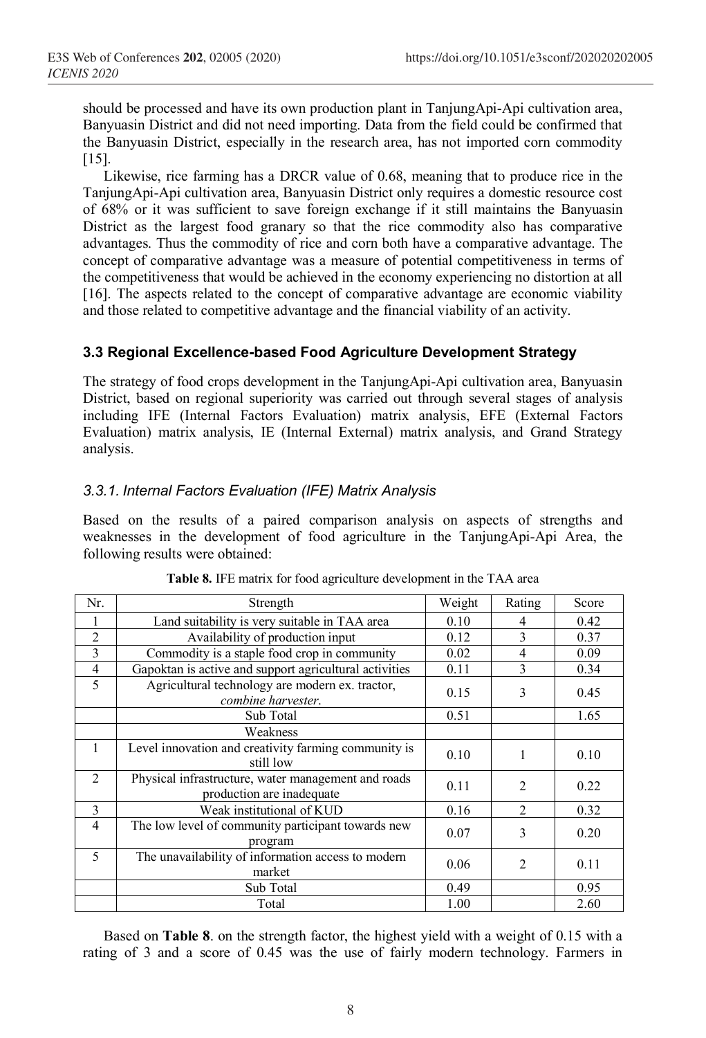should be processed and have its own production plant in TanjungApi-Api cultivation area, Banyuasin District and did not need importing. Data from the field could be confirmed that the Banyuasin District, especially in the research area, has not imported corn commodity [15].

Likewise, rice farming has a DRCR value of 0.68, meaning that to produce rice in the TanjungApi-Api cultivation area, Banyuasin District only requires a domestic resource cost of 68% or it was sufficient to save foreign exchange if it still maintains the Banyuasin District as the largest food granary so that the rice commodity also has comparative advantages. Thus the commodity of rice and corn both have a comparative advantage. The concept of comparative advantage was a measure of potential competitiveness in terms of the competitiveness that would be achieved in the economy experiencing no distortion at all [16]. The aspects related to the concept of comparative advantage are economic viability and those related to competitive advantage and the financial viability of an activity.

### 3.3 Regional Excellence-based Food Agriculture Development Strategy

The strategy of food crops development in the TanjungApi-Api cultivation area, Banyuasin District, based on regional superiority was carried out through several stages of analysis including IFE (Internal Factors Evaluation) matrix analysis, EFE (External Factors Evaluation) matrix analysis, IE (Internal External) matrix analysis, and Grand Strategy analysis.

#### *3.3.1. Internal Factors Evaluation (IFE) Matrix Analysis*

Based on the results of a paired comparison analysis on aspects of strengths and weaknesses in the development of food agriculture in the TanjungApi-Api Area, the following results were obtained:

**Table 8.** IFE matrix for food agriculture development in the TAA area

| Nr. | Strength | Weight | Rating | Score |
|---|---|---|---|---|
| 1 | Land suitability is very suitable in TAA area | 0.10 | 4 | 0.42 |
| 2 | Availability of production input | 0.12 | 3 | 0.37 |
| 3 | Commodity is a staple food crop in community | 0.02 | 4 | 0.09 |
| 4 | Gapoktan is active and support agricultural activities | 0.11 | 3 | 0.34 |
| 5 | Agricultural technology are modern ex. tractor, *combine harvester*. | 0.15 | 3 | 0.45 |
| | Sub Total | 0.51 | | 1.65 |
| | Weakness | | | |
| 1 | Level innovation and creativity farming community is still low | 0.10 | 1 | 0.10 |
| 2 | Physical infrastructure, water management and roads production are inadequate | 0.11 | 2 | 0.22 |
| 3 | Weak institutional of KUD | 0.16 | 2 | 0.32 |
| 4 | The low level of community participant towards new program | 0.07 | 3 | 0.20 |
| 5 | The unavailability of information access to modern market | 0.06 | 2 | 0.11 |
| | Sub Total | 0.49 | | 0.95 |
| | Total | 1.00 | | 2.60 |

Based on **Table 8**. on the strength factor, the highest yield with a weight of 0.15 with a rating of 3 and a score of 0.45 was the use of fairly modern technology. Farmers in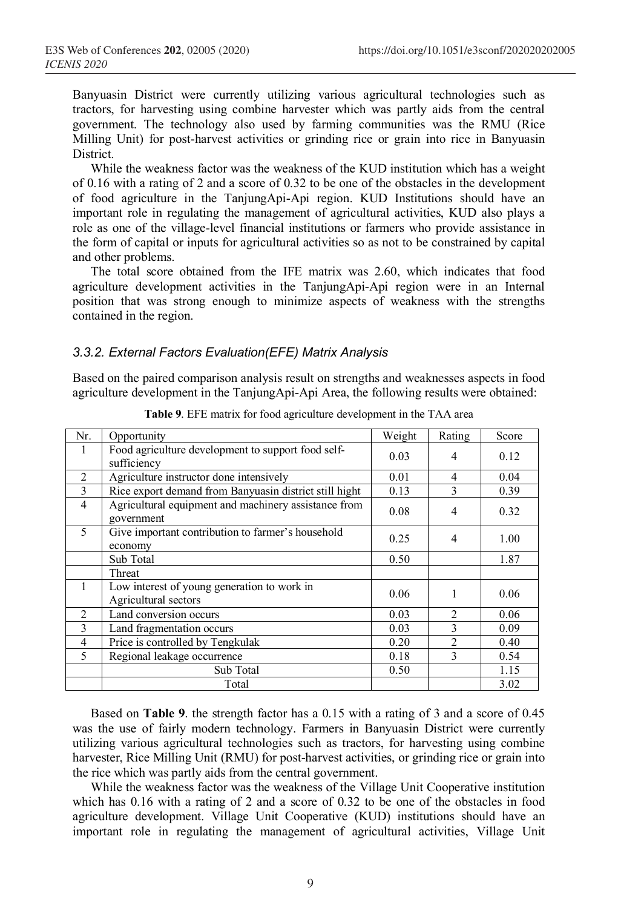Banyuasin District were currently utilizing various agricultural technologies such as tractors, for harvesting using combine harvester which was partly aids from the central government. The technology also used by farming communities was the RMU (Rice Milling Unit) for post-harvest activities or grinding rice or grain into rice in Banyuasin District.

While the weakness factor was the weakness of the KUD institution which has a weight of 0.16 with a rating of 2 and a score of 0.32 to be one of the obstacles in the development of food agriculture in the TanjungApi-Api region. KUD Institutions should have an important role in regulating the management of agricultural activities, KUD also plays a role as one of the village-level financial institutions or farmers who provide assistance in the form of capital or inputs for agricultural activities so as not to be constrained by capital and other problems.

The total score obtained from the IFE matrix was 2.60, which indicates that food agriculture development activities in the TanjungApi-Api region were in an Internal position that was strong enough to minimize aspects of weakness with the strengths contained in the region.

### *3.3.2. External Factors Evaluation(EFE) Matrix Analysis*

Based on the paired comparison analysis result on strengths and weaknesses aspects in food agriculture development in the TanjungApi-Api Area, the following results were obtained:

**Table 9**. EFE matrix for food agriculture development in the TAA area

| Nr. | Opportunity | Weight | Rating | Score |
|---|---|---|---|---|
| 1 | Food agriculture development to support food self-sufficiency | 0.03 | 4 | 0.12 |
| 2 | Agriculture instructor done intensively | 0.01 | 4 | 0.04 |
| 3 | Rice export demand from Banyuasin district still hight | 0.13 | 3 | 0.39 |
| 4 | Agricultural equipment and machinery assistance from government | 0.08 | 4 | 0.32 |
| 5 | Give important contribution to farmer's household economy | 0.25 | 4 | 1.00 |
| | Sub Total | 0.50 | | 1.87 |
| | Threat | | | |
| 1 | Low interest of young generation to work in Agricultural sectors | 0.06 | 1 | 0.06 |
| 2 | Land conversion occurs | 0.03 | 2 | 0.06 |
| 3 | Land fragmentation occurs | 0.03 | 3 | 0.09 |
| 4 | Price is controlled by Tengkulak | 0.20 | 2 | 0.40 |
| 5 | Regional leakage occurrence | 0.18 | 3 | 0.54 |
| | Sub Total | 0.50 | | 1.15 |
| | Total | | | 3.02 |

Based on **Table 9**. the strength factor has a 0.15 with a rating of 3 and a score of 0.45 was the use of fairly modern technology. Farmers in Banyuasin District were currently utilizing various agricultural technologies such as tractors, for harvesting using combine harvester, Rice Milling Unit (RMU) for post-harvest activities, or grinding rice or grain into the rice which was partly aids from the central government.

While the weakness factor was the weakness of the Village Unit Cooperative institution which has 0.16 with a rating of 2 and a score of 0.32 to be one of the obstacles in food agriculture development. Village Unit Cooperative (KUD) institutions should have an important role in regulating the management of agricultural activities, Village Unit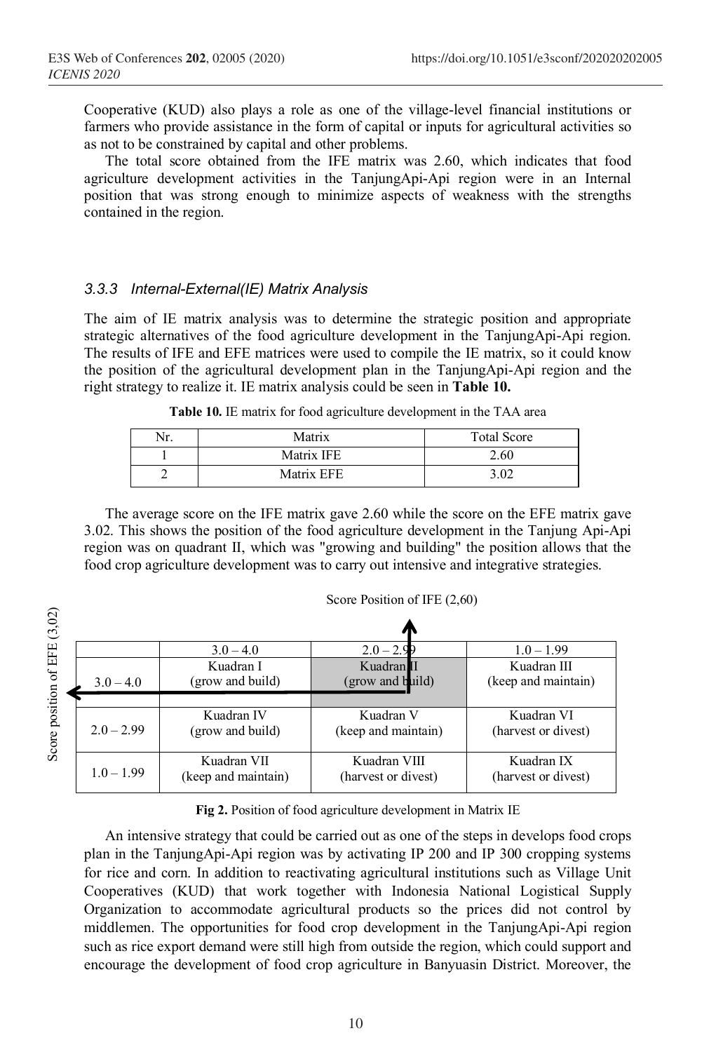Cooperative (KUD) also plays a role as one of the village-level financial institutions or farmers who provide assistance in the form of capital or inputs for agricultural activities so as not to be constrained by capital and other problems.

The total score obtained from the IFE matrix was 2.60, which indicates that food agriculture development activities in the TanjungApi-Api region were in an Internal position that was strong enough to minimize aspects of weakness with the strengths contained in the region.

### 3.3.3 Internal-External(IE) Matrix Analysis

The aim of IE matrix analysis was to determine the strategic position and appropriate strategic alternatives of the food agriculture development in the TanjungApi-Api region. The results of IFE and EFE matrices were used to compile the IE matrix, so it could know the position of the agricultural development plan in the TanjungApi-Api region and the right strategy to realize it. IE matrix analysis could be seen in **Table 10.**

**Table 10.** IE matrix for food agriculture development in the TAA area

| Nr. | Matrix | Total Score |
|---|---|---|
| 1 | Matrix IFE | 2.60 |
| 2 | Matrix EFE | 3.02 |

The average score on the IFE matrix gave 2.60 while the score on the EFE matrix gave 3.02. This shows the position of the food agriculture development in the Tanjung Api-Api region was on quadrant II, which was "growing and building" the position allows that the food crop agriculture development was to carry out intensive and integrative strategies.

Score Position of IFE (2,60)

Score position of EFE (3,02)

| | 3.0 – 4.0 | 2.0 – 2.99 | 1.0 – 1.99 |
|---|---|---|---|
| 3.0 – 4.0 | Kuadran I (grow and build) | Kuadran II (grow and build) | Kuadran III (keep and maintain) |
| 2.0 – 2.99 | Kuadran IV (grow and build) | Kuadran V (keep and maintain) | Kuadran VI (harvest or divest) |
| 1.0 – 1.99 | Kuadran VII (keep and maintain) | Kuadran VIII (harvest or divest) | Kuadran IX (harvest or divest) |

**Fig 2.** Position of food agriculture development in Matrix IE

An intensive strategy that could be carried out as one of the steps in develops food crops plan in the TanjungApi-Api region was by activating IP 200 and IP 300 cropping systems for rice and corn. In addition to reactivating agricultural institutions such as Village Unit Cooperatives (KUD) that work together with Indonesia National Logistical Supply Organization to accommodate agricultural products so the prices did not control by middlemen. The opportunities for food crop development in the TanjungApi-Api region such as rice export demand were still high from outside the region, which could support and encourage the development of food crop agriculture in Banyuasin District. Moreover, the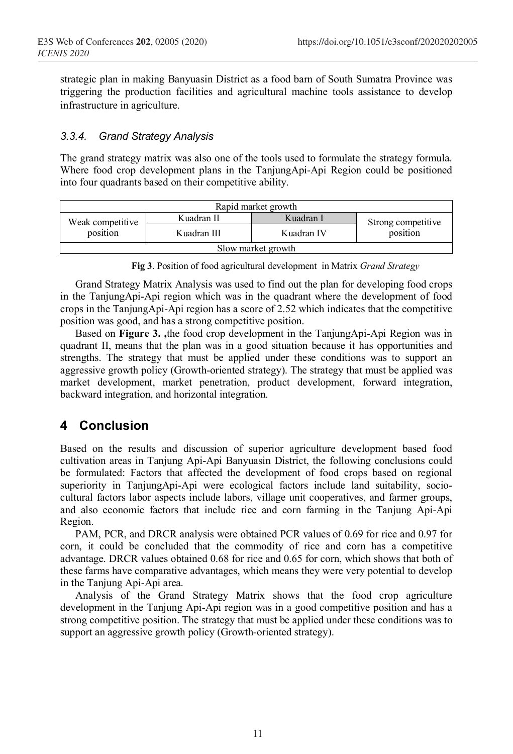strategic plan in making Banyuasin District as a food barn of South Sumatra Province was triggering the production facilities and agricultural machine tools assistance to develop infrastructure in agriculture.

### *3.3.4. Grand Strategy Analysis*

The grand strategy matrix was also one of the tools used to formulate the strategy formula. Where food crop development plans in the TanjungApi-Api Region could be positioned into four quadrants based on their competitive ability.

| Rapid market growth | | | |
|---|---|---|---|
| Weak competitive position | Kuadran II | Kuadran I | Strong competitive position |
| | Kuadran III | Kuadran IV | |
| Slow market growth | | | |

**Fig 3**. Position of food agricultural development in Matrix *Grand Strategy*

Grand Strategy Matrix Analysis was used to find out the plan for developing food crops in the TanjungApi-Api region which was in the quadrant where the development of food crops in the TanjungApi-Api region has a score of 2.52 which indicates that the competitive position was good, and has a strong competitive position.

Based on **Figure 3. ,**the food crop development in the TanjungApi-Api Region was in quadrant II, means that the plan was in a good situation because it has opportunities and strengths. The strategy that must be applied under these conditions was to support an aggressive growth policy (Growth-oriented strategy). The strategy that must be applied was market development, market penetration, product development, forward integration, backward integration, and horizontal integration.

## 4 Conclusion

Based on the results and discussion of superior agriculture development based food cultivation areas in Tanjung Api-Api Banyuasin District, the following conclusions could be formulated: Factors that affected the development of food crops based on regional superiority in TanjungApi-Api were ecological factors include land suitability, socio-cultural factors labor aspects include labors, village unit cooperatives, and farmer groups, and also economic factors that include rice and corn farming in the Tanjung Api-Api Region.

PAM, PCR, and DRCR analysis were obtained PCR values of 0.69 for rice and 0.97 for corn, it could be concluded that the commodity of rice and corn has a competitive advantage. DRCR values obtained 0.68 for rice and 0.65 for corn, which shows that both of these farms have comparative advantages, which means they were very potential to develop in the Tanjung Api-Api area.

Analysis of the Grand Strategy Matrix shows that the food crop agriculture development in the Tanjung Api-Api region was in a good competitive position and has a strong competitive position. The strategy that must be applied under these conditions was to support an aggressive growth policy (Growth-oriented strategy).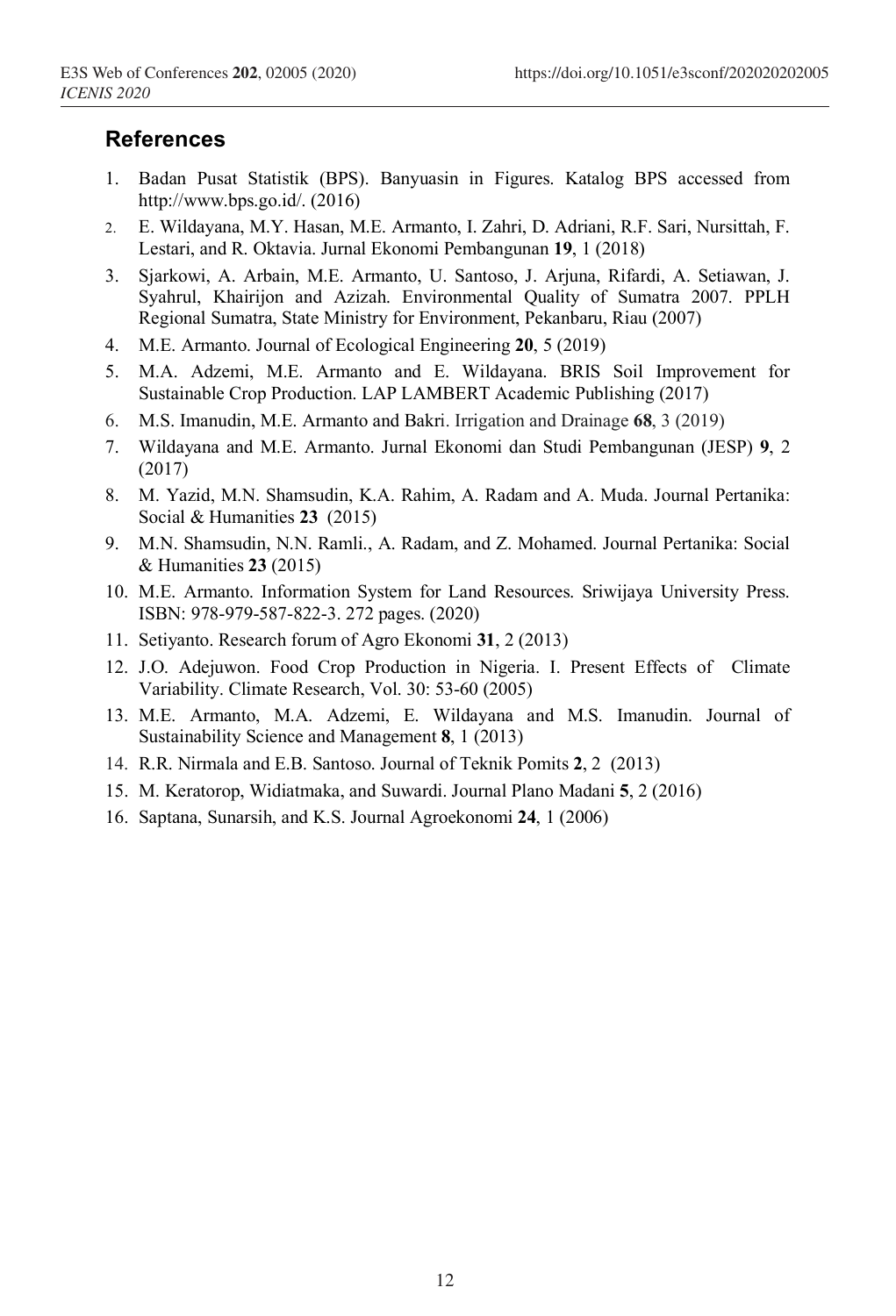## References

1. Badan Pusat Statistik (BPS). Banyuasin in Figures. Katalog BPS accessed from http://www.bps.go.id/. (2016)
2. E. Wildayana, M.Y. Hasan, M.E. Armanto, I. Zahri, D. Adriani, R.F. Sari, Nursittah, F. Lestari, and R. Oktavia. Jurnal Ekonomi Pembangunan **19**, 1 (2018)
3. Sjarkowi, A. Arbain, M.E. Armanto, U. Santoso, J. Arjuna, Rifardi, A. Setiawan, J. Syahrul, Khairijon and Azizah. Environmental Quality of Sumatra 2007. PPLH Regional Sumatra, State Ministry for Environment, Pekanbaru, Riau (2007)
4. M.E. Armanto. Journal of Ecological Engineering **20**, 5 (2019)
5. M.A. Adzemi, M.E. Armanto and E. Wildayana. BRIS Soil Improvement for Sustainable Crop Production. LAP LAMBERT Academic Publishing (2017)
6. M.S. Imanudin, M.E. Armanto and Bakri. Irrigation and Drainage **68**, 3 (2019)
7. Wildayana and M.E. Armanto. Jurnal Ekonomi dan Studi Pembangunan (JESP) **9**, 2 (2017)
8. M. Yazid, M.N. Shamsudin, K.A. Rahim, A. Radam and A. Muda. Journal Pertanika: Social & Humanities **23** (2015)
9. M.N. Shamsudin, N.N. Ramli., A. Radam, and Z. Mohamed. Journal Pertanika: Social & Humanities **23** (2015)
10. M.E. Armanto. Information System for Land Resources. Sriwijaya University Press. ISBN: 978-979-587-822-3. 272 pages. (2020)
11. Setiyanto. Research forum of Agro Ekonomi **31**, 2 (2013)
12. J.O. Adejuwon. Food Crop Production in Nigeria. I. Present Effects of Climate Variability. Climate Research, Vol. 30: 53-60 (2005)
13. M.E. Armanto, M.A. Adzemi, E. Wildayana and M.S. Imanudin. Journal of Sustainability Science and Management **8**, 1 (2013)
14. R.R. Nirmala and E.B. Santoso. Journal of Teknik Pomits **2**, 2 (2013)
15. M. Keratorop, Widiatmaka, and Suwardi. Journal Plano Madani **5**, 2 (2016)
16. Saptana, Sunarsih, and K.S. Journal Agroekonomi **24**, 1 (2006)